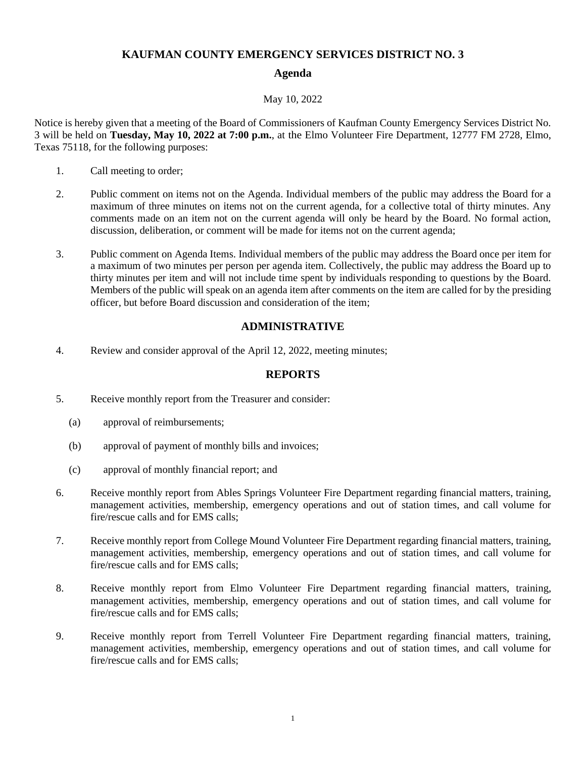# KAUFMAN COUNTY EMERGENCY SERVICES DISTRICT NO. 3

## Agenda

May 10, 2022

Notice is hereby given that a meeting of the Board of Commissioners of Kaufman County Emergency Services District No. 3 will be held on **Tuesday, May 10, 2022 at 7:00 p.m.**, at the Elmo Volunteer Fire Department, 12777 FM 2728, Elmo, Texas 75118, for the following purposes:

1. Call meeting to order;

2. Public comment on items not on the Agenda. Individual members of the public may address the Board for a maximum of three minutes on items not on the current agenda, for a collective total of thirty minutes. Any comments made on an item not on the current agenda will only be heard by the Board. No formal action, discussion, deliberation, or comment will be made for items not on the current agenda;

3. Public comment on Agenda Items. Individual members of the public may address the Board once per item for a maximum of two minutes per person per agenda item. Collectively, the public may address the Board up to thirty minutes per item and will not include time spent by individuals responding to questions by the Board. Members of the public will speak on an agenda item after comments on the item are called for by the presiding officer, but before Board discussion and consideration of the item;

## ADMINISTRATIVE

4. Review and consider approval of the April 12, 2022, meeting minutes;

## REPORTS

5. Receive monthly report from the Treasurer and consider:

   (a) approval of reimbursements;

   (b) approval of payment of monthly bills and invoices;

   (c) approval of monthly financial report; and

6. Receive monthly report from Ables Springs Volunteer Fire Department regarding financial matters, training, management activities, membership, emergency operations and out of station times, and call volume for fire/rescue calls and for EMS calls;

7. Receive monthly report from College Mound Volunteer Fire Department regarding financial matters, training, management activities, membership, emergency operations and out of station times, and call volume for fire/rescue calls and for EMS calls;

8. Receive monthly report from Elmo Volunteer Fire Department regarding financial matters, training, management activities, membership, emergency operations and out of station times, and call volume for fire/rescue calls and for EMS calls;

9. Receive monthly report from Terrell Volunteer Fire Department regarding financial matters, training, management activities, membership, emergency operations and out of station times, and call volume for fire/rescue calls and for EMS calls;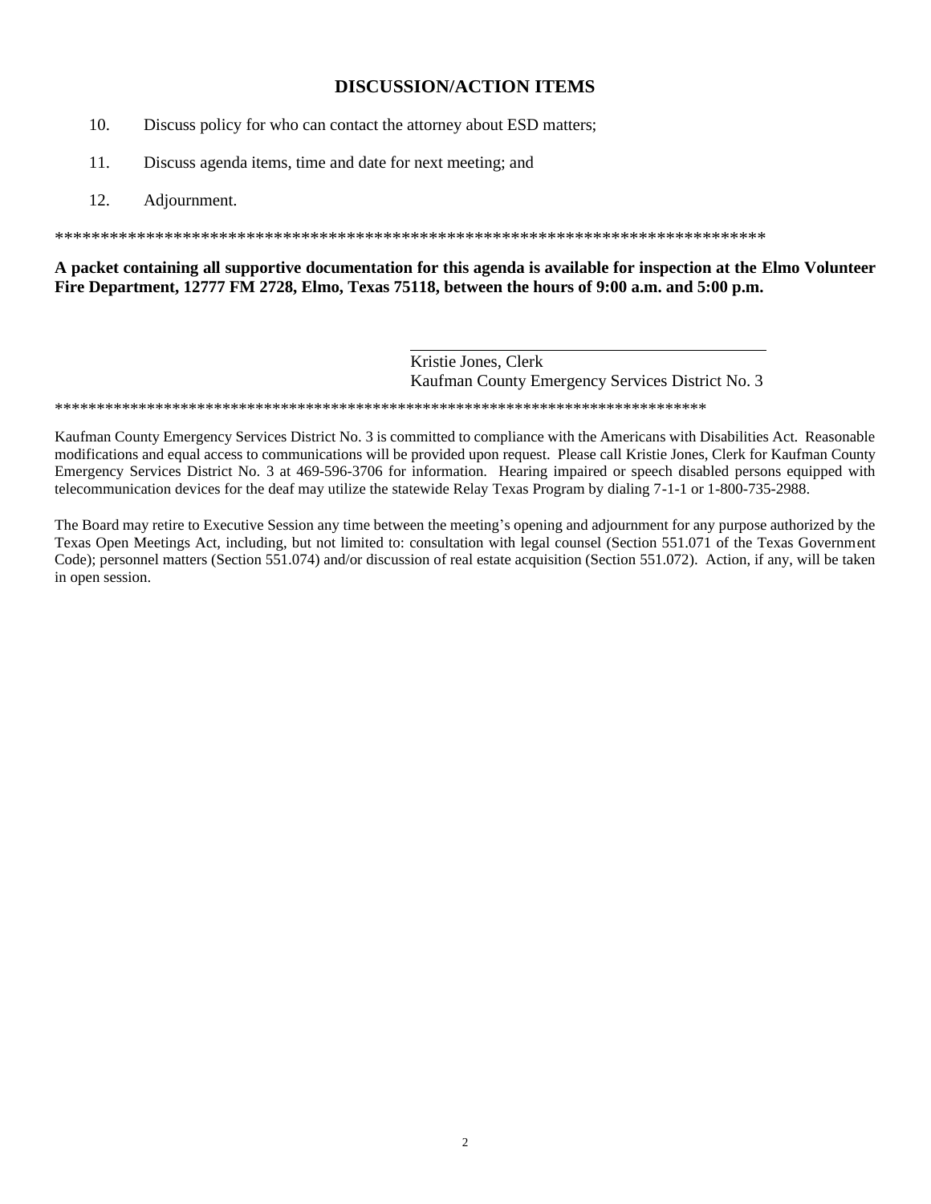## DISCUSSION/ACTION ITEMS

10. Discuss policy for who can contact the attorney about ESD matters;

11. Discuss agenda items, time and date for next meeting; and

12. Adjournment.

*******************************************************************************

**A packet containing all supportive documentation for this agenda is available for inspection at the Elmo Volunteer Fire Department, 12777 FM 2728, Elmo, Texas 75118, between the hours of 9:00 a.m. and 5:00 p.m.**

Kristie Jones, Clerk
Kaufman County Emergency Services District No. 3

*******************************************************************************

Kaufman County Emergency Services District No. 3 is committed to compliance with the Americans with Disabilities Act. Reasonable modifications and equal access to communications will be provided upon request. Please call Kristie Jones, Clerk for Kaufman County Emergency Services District No. 3 at 469-596-3706 for information. Hearing impaired or speech disabled persons equipped with telecommunication devices for the deaf may utilize the statewide Relay Texas Program by dialing 7-1-1 or 1-800-735-2988.

The Board may retire to Executive Session any time between the meeting's opening and adjournment for any purpose authorized by the Texas Open Meetings Act, including, but not limited to: consultation with legal counsel (Section 551.071 of the Texas Government Code); personnel matters (Section 551.074) and/or discussion of real estate acquisition (Section 551.072). Action, if any, will be taken in open session.